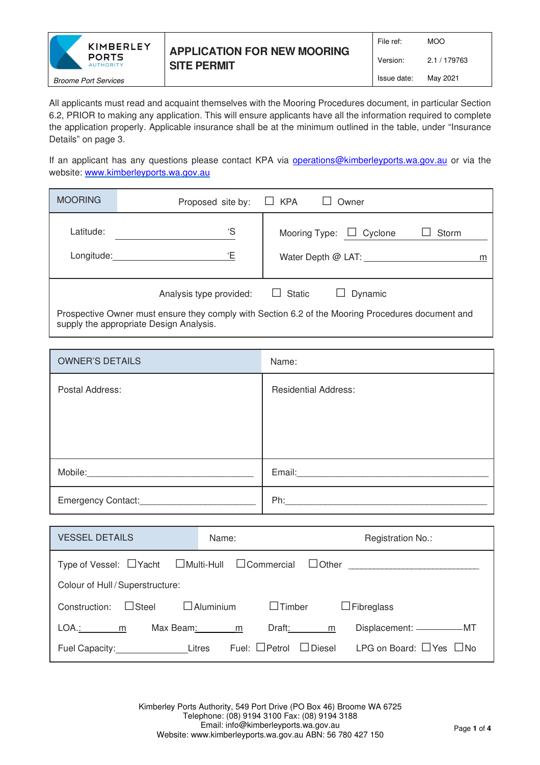| KIMBERLEY PORTS AUTHORITY<br>Broome Port Services | **APPLICATION FOR NEW MOORING SITE PERMIT** | File ref: MOO<br>Version: 2.1 / 179763<br>Issue date: May 2021 |
|---|---|---|

All applicants must read and acquaint themselves with the Mooring Procedures document, in particular Section 6.2, PRIOR to making any application. This will ensure applicants have all the information required to complete the application properly. Applicable insurance shall be at the minimum outlined in the table, under "Insurance Details" on page 3.

If an applicant has any questions please contact KPA via operations@kimberleyports.wa.gov.au or via the website: www.kimberleyports.wa.gov.au

| MOORING | Proposed site by: ☐ KPA ☐ Owner |
|---|---|
| Latitude: ______________ 'S<br>Longitude: ______________ 'E | Mooring Type: ☐ Cyclone ☐ Storm<br>Water Depth @ LAT: ______________ m |
| Analysis type provided: ☐ Static ☐ Dynamic<br>Prospective Owner must ensure they comply with Section 6.2 of the Mooring Procedures document and supply the appropriate Design Analysis. | |

| OWNER'S DETAILS | Name: |
|---|---|
| Postal Address: | Residential Address: |
| Mobile: ______________ | Email: ______________ |
| Emergency Contact: ______________ | Ph: ______________ |

| VESSEL DETAILS | Name: | Registration No.: |
|---|---|---|
| Type of Vessel: ☐Yacht ☐Multi-Hull ☐Commercial ☐Other ______________ | | |
| Colour of Hull / Superstructure: | | |
| Construction: ☐Steel ☐Aluminium ☐Timber ☐Fibreglass | | |
| LOA: ______ m Max Beam: ______ m Draft: ______ m Displacement: ______ MT | | |
| Fuel Capacity: ______________ Litres Fuel: ☐Petrol ☐Diesel LPG on Board: ☐Yes ☐No | | |

Kimberley Ports Authority, 549 Port Drive (PO Box 46) Broome WA 6725
Telephone: (08) 9194 3100 Fax: (08) 9194 3188
Email: info@kimberleyports.wa.gov.au
Website: www.kimberleyports.wa.gov.au ABN: 56 780 427 150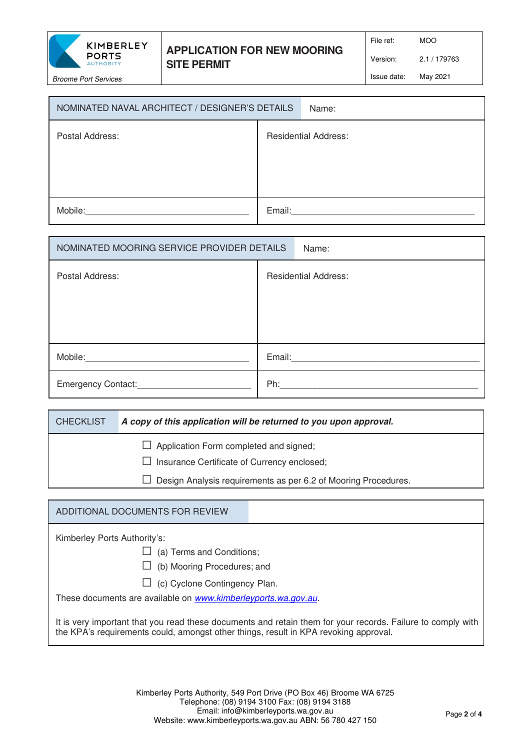| KIMBERLEY PORTS AUTHORITY<br>*Broome Port Services* | **APPLICATION FOR NEW MOORING SITE PERMIT** | File ref: MOO<br>Version: 2.1 / 179763<br>Issue date: May 2021 |
|---|---|---|

| NOMINATED NAVAL ARCHITECT / DESIGNER'S DETAILS | Name: |
|---|---|
| Postal Address: | Residential Address: |
| Mobile:________________________________ | Email:____________________________________ |

| NOMINATED MOORING SERVICE PROVIDER DETAILS | Name: |
|---|---|
| Postal Address: | Residential Address: |
| Mobile:________________________________ | Email:____________________________________ |
| Emergency Contact:______________________ | Ph:_______________________________________ |

| CHECKLIST | ***A copy of this application will be returned to you upon approval.*** |
|---|---|

- ☐ Application Form completed and signed;
- ☐ Insurance Certificate of Currency enclosed;
- ☐ Design Analysis requirements as per 6.2 of Mooring Procedures.

| ADDITIONAL DOCUMENTS FOR REVIEW |
|---|

Kimberley Ports Authority's:

- ☐ (a) Terms and Conditions;
- ☐ (b) Mooring Procedures; and
- ☐ (c) Cyclone Contingency Plan.

These documents are available on *www.kimberleyports.wa.gov.au*.

It is very important that you read these documents and retain them for your records. Failure to comply with the KPA's requirements could, amongst other things, result in KPA revoking approval.

Kimberley Ports Authority, 549 Port Drive (PO Box 46) Broome WA 6725
Telephone: (08) 9194 3100 Fax: (08) 9194 3188
Email: info@kimberleyports.wa.gov.au
Website: www.kimberleyports.wa.gov.au ABN: 56 780 427 150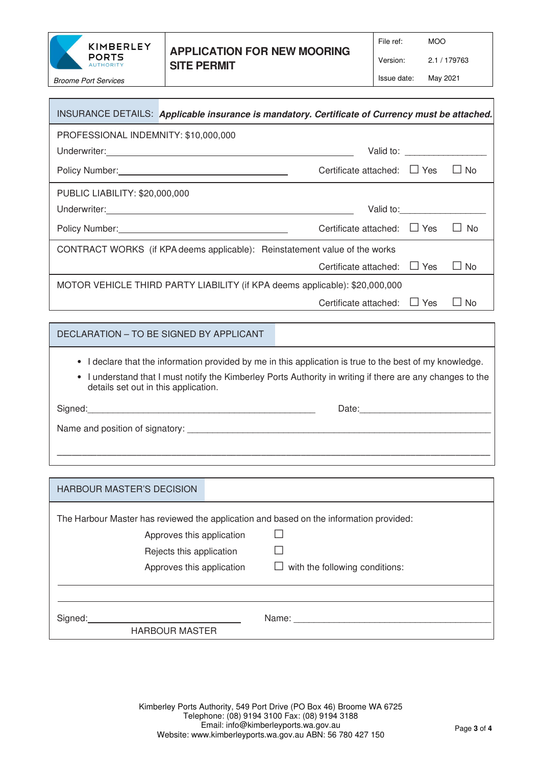| KIMBERLEY PORTS AUTHORITY<br>*Broome Port Services* | **APPLICATION FOR NEW MOORING SITE PERMIT** | File ref: MOO<br>Version: 2.1 / 179763<br>Issue date: May 2021 |
|---|---|---|

## INSURANCE DETAILS: ***Applicable insurance is mandatory. Certificate of Currency must be attached.***

PROFESSIONAL INDEMNITY: $10,000,000

Underwriter: ______________________________ Valid to: ________________

Policy Number: ______________________________ Certificate attached: ☐ Yes ☐ No

PUBLIC LIABILITY: $20,000,000

Underwriter: ______________________________ Valid to: ________________

Policy Number: ______________________________ Certificate attached: ☐ Yes ☐ No

CONTRACT WORKS (if KPA deems applicable): Reinstatement value of the works

Certificate attached: ☐ Yes ☐ No

MOTOR VEHICLE THIRD PARTY LIABILITY (if KPA deems applicable): $20,000,000

Certificate attached: ☐ Yes ☐ No

## DECLARATION – TO BE SIGNED BY APPLICANT

- I declare that the information provided by me in this application is true to the best of my knowledge.
- I understand that I must notify the Kimberley Ports Authority in writing if there are any changes to the details set out in this application.

Signed: ______________________________ Date: ________________

Name and position of signatory: ______________________________

______________________________

## HARBOUR MASTER'S DECISION

The Harbour Master has reviewed the application and based on the information provided:

Approves this application ☐

Rejects this application ☐

Approves this application ☐ with the following conditions:

______________________________

______________________________

Signed: ______________________ Name: ______________________

HARBOUR MASTER

Kimberley Ports Authority, 549 Port Drive (PO Box 46) Broome WA 6725
Telephone: (08) 9194 3100 Fax: (08) 9194 3188
Email: info@kimberleyports.wa.gov.au
Website: www.kimberleyports.wa.gov.au ABN: 56 780 427 150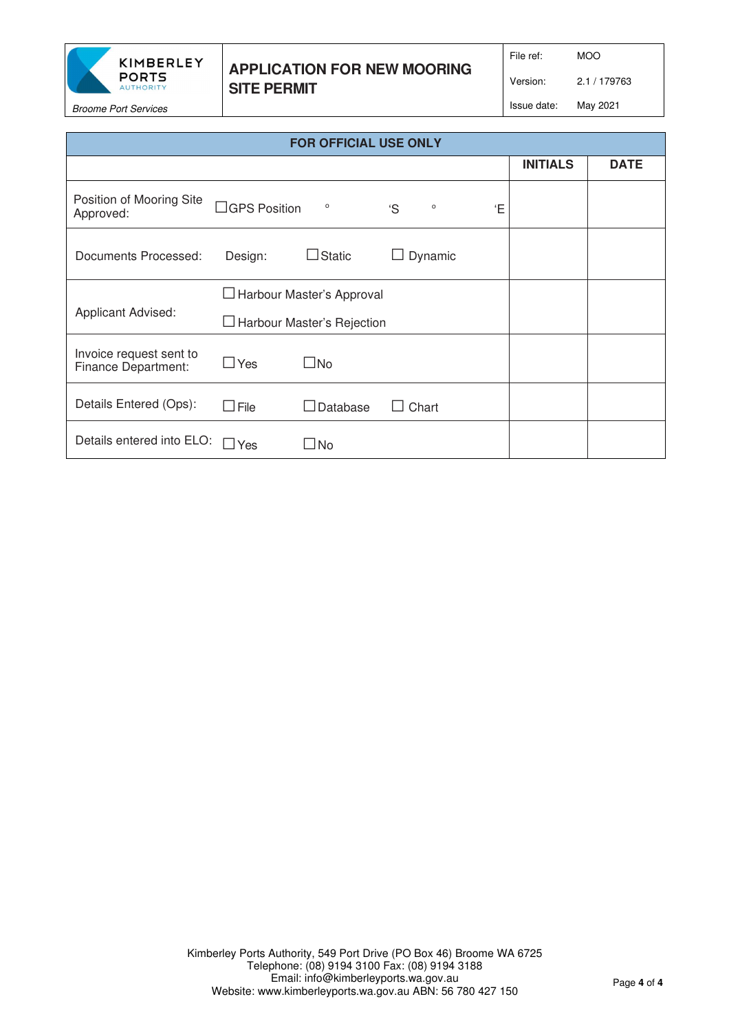| KIMBERLEY PORTS AUTHORITY<br>*Broome Port Services* | **APPLICATION FOR NEW MOORING SITE PERMIT** | File ref: MOO<br>Version: 2.1 / 179763<br>Issue date: May 2021 |
|---|---|---|

| **FOR OFFICIAL USE ONLY** | | | |
|---|---|---|---|
| | | **INITIALS** | **DATE** |
| Position of Mooring Site Approved: | ☐GPS Position ° ‘S ° ‘E | | |
| Documents Processed: | Design: ☐Static ☐ Dynamic | | |
| Applicant Advised: | ☐ Harbour Master’s Approval<br>☐ Harbour Master’s Rejection | | |
| Invoice request sent to Finance Department: | ☐Yes ☐No | | |
| Details Entered (Ops): | ☐File ☐Database ☐ Chart | | |
| Details entered into ELO: | ☐Yes ☐No | | |

Kimberley Ports Authority, 549 Port Drive (PO Box 46) Broome WA 6725
Telephone: (08) 9194 3100 Fax: (08) 9194 3188
Email: info@kimberleyports.wa.gov.au
Website: www.kimberleyports.wa.gov.au ABN: 56 780 427 150